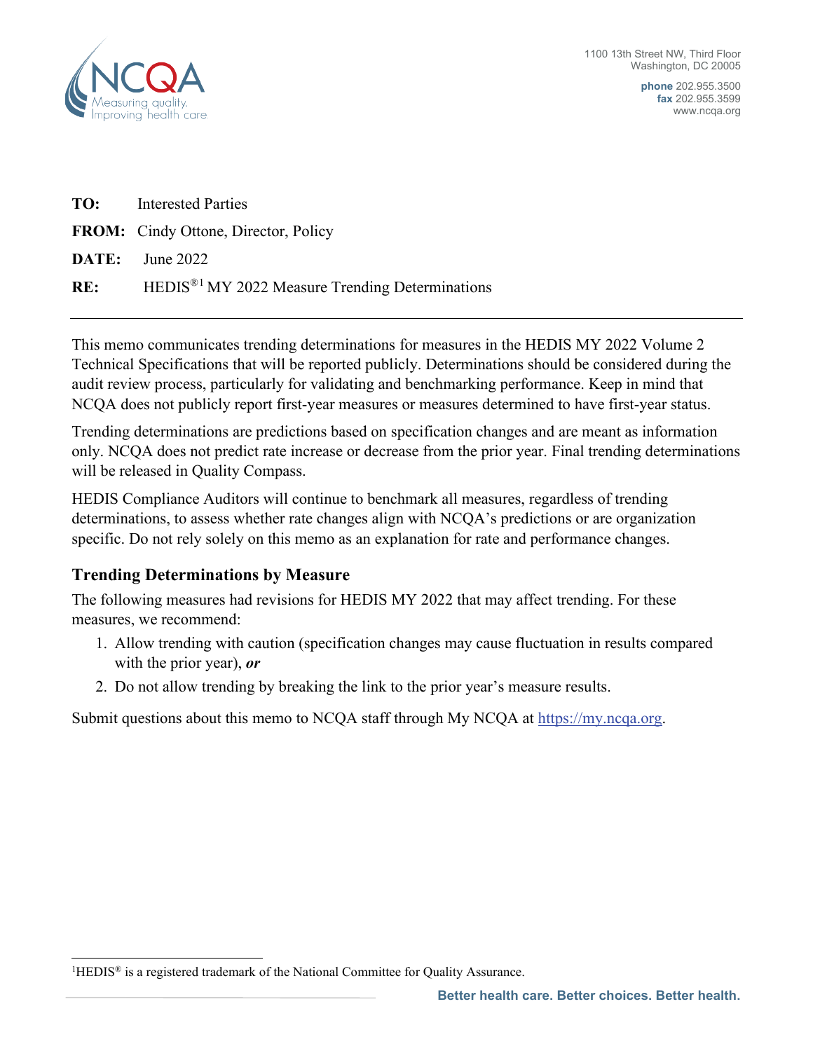1100 13th Street NW, Third Floor
Washington, DC 20005

**phone** 202.955.3500
**fax** 202.955.3599
www.ncqa.org

**TO:** Interested Parties

**FROM:** Cindy Ottone, Director, Policy

**DATE:** June 2022

**RE:** HEDIS®[1] MY 2022 Measure Trending Determinations

---

This memo communicates trending determinations for measures in the HEDIS MY 2022 Volume 2 Technical Specifications that will be reported publicly. Determinations should be considered during the audit review process, particularly for validating and benchmarking performance. Keep in mind that NCQA does not publicly report first-year measures or measures determined to have first-year status.

Trending determinations are predictions based on specification changes and are meant as information only. NCQA does not predict rate increase or decrease from the prior year. Final trending determinations will be released in Quality Compass.

HEDIS Compliance Auditors will continue to benchmark all measures, regardless of trending determinations, to assess whether rate changes align with NCQA's predictions or are organization specific. Do not rely solely on this memo as an explanation for rate and performance changes.

## Trending Determinations by Measure

The following measures had revisions for HEDIS MY 2022 that may affect trending. For these measures, we recommend:

1. Allow trending with caution (specification changes may cause fluctuation in results compared with the prior year), ***or***
2. Do not allow trending by breaking the link to the prior year's measure results.

Submit questions about this memo to NCQA staff through My NCQA at https://my.ncqa.org.

---

[1]HEDIS® is a registered trademark of the National Committee for Quality Assurance.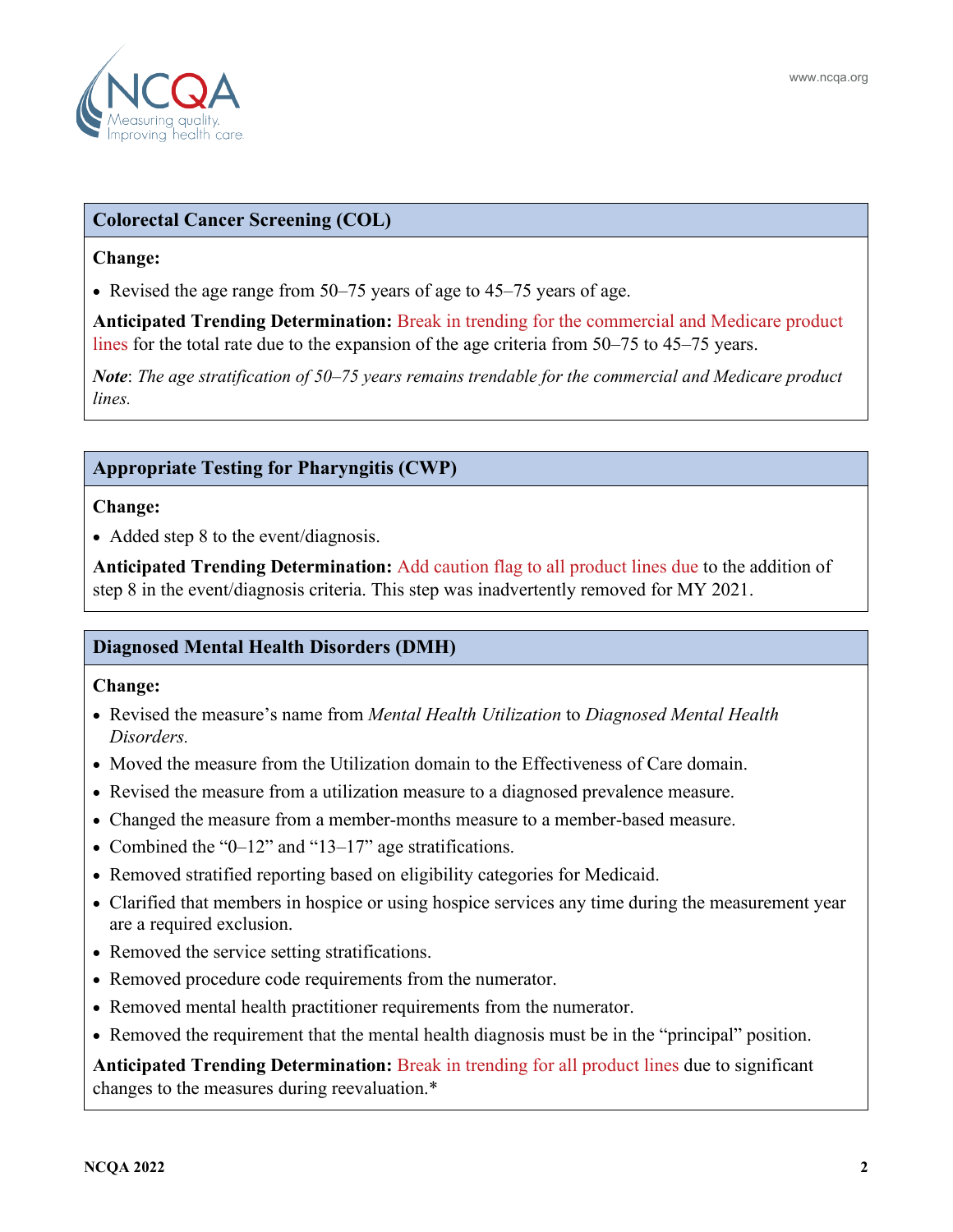### Colorectal Cancer Screening (COL)

**Change:**

- Revised the age range from 50–75 years of age to 45–75 years of age.

**Anticipated Trending Determination:** Break in trending for the commercial and Medicare product lines for the total rate due to the expansion of the age criteria from 50–75 to 45–75 years.

***Note***: *The age stratification of 50–75 years remains trendable for the commercial and Medicare product lines.*

### Appropriate Testing for Pharyngitis (CWP)

**Change:**

- Added step 8 to the event/diagnosis.

**Anticipated Trending Determination:** Add caution flag to all product lines due to the addition of step 8 in the event/diagnosis criteria. This step was inadvertently removed for MY 2021.

### Diagnosed Mental Health Disorders (DMH)

**Change:**

- Revised the measure's name from *Mental Health Utilization* to *Diagnosed Mental Health Disorders.*
- Moved the measure from the Utilization domain to the Effectiveness of Care domain.
- Revised the measure from a utilization measure to a diagnosed prevalence measure.
- Changed the measure from a member-months measure to a member-based measure.
- Combined the "0–12" and "13–17" age stratifications.
- Removed stratified reporting based on eligibility categories for Medicaid.
- Clarified that members in hospice or using hospice services any time during the measurement year are a required exclusion.
- Removed the service setting stratifications.
- Removed procedure code requirements from the numerator.
- Removed mental health practitioner requirements from the numerator.
- Removed the requirement that the mental health diagnosis must be in the "principal" position.

**Anticipated Trending Determination:** Break in trending for all product lines due to significant changes to the measures during reevaluation.*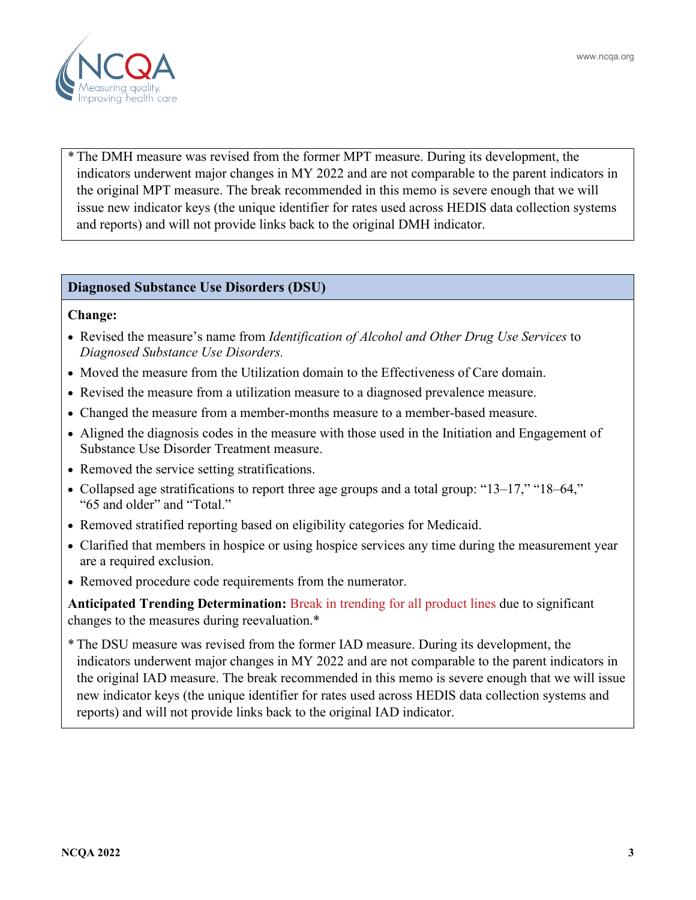* The DMH measure was revised from the former MPT measure. During its development, the indicators underwent major changes in MY 2022 and are not comparable to the parent indicators in the original MPT measure. The break recommended in this memo is severe enough that we will issue new indicator keys (the unique identifier for rates used across HEDIS data collection systems and reports) and will not provide links back to the original DMH indicator.

## Diagnosed Substance Use Disorders (DSU)

**Change:**

- Revised the measure's name from *Identification of Alcohol and Other Drug Use Services* to *Diagnosed Substance Use Disorders.*
- Moved the measure from the Utilization domain to the Effectiveness of Care domain.
- Revised the measure from a utilization measure to a diagnosed prevalence measure.
- Changed the measure from a member-months measure to a member-based measure.
- Aligned the diagnosis codes in the measure with those used in the Initiation and Engagement of Substance Use Disorder Treatment measure.
- Removed the service setting stratifications.
- Collapsed age stratifications to report three age groups and a total group: "13–17," "18–64," "65 and older" and "Total."
- Removed stratified reporting based on eligibility categories for Medicaid.
- Clarified that members in hospice or using hospice services any time during the measurement year are a required exclusion.
- Removed procedure code requirements from the numerator.

**Anticipated Trending Determination:** Break in trending for all product lines due to significant changes to the measures during reevaluation.*

* The DSU measure was revised from the former IAD measure. During its development, the indicators underwent major changes in MY 2022 and are not comparable to the parent indicators in the original IAD measure. The break recommended in this memo is severe enough that we will issue new indicator keys (the unique identifier for rates used across HEDIS data collection systems and reports) and will not provide links back to the original IAD indicator.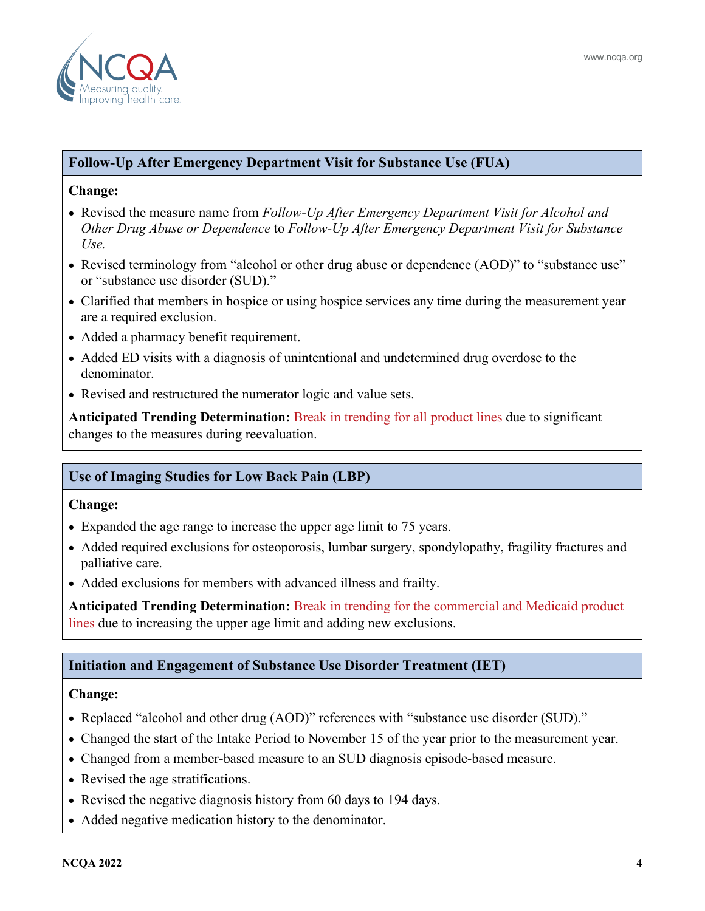### Follow-Up After Emergency Department Visit for Substance Use (FUA)

**Change:**

- Revised the measure name from *Follow-Up After Emergency Department Visit for Alcohol and Other Drug Abuse or Dependence* to *Follow-Up After Emergency Department Visit for Substance Use.*
- Revised terminology from "alcohol or other drug abuse or dependence (AOD)" to "substance use" or "substance use disorder (SUD)."
- Clarified that members in hospice or using hospice services any time during the measurement year are a required exclusion.
- Added a pharmacy benefit requirement.
- Added ED visits with a diagnosis of unintentional and undetermined drug overdose to the denominator.
- Revised and restructured the numerator logic and value sets.

**Anticipated Trending Determination:** Break in trending for all product lines due to significant changes to the measures during reevaluation.

### Use of Imaging Studies for Low Back Pain (LBP)

**Change:**

- Expanded the age range to increase the upper age limit to 75 years.
- Added required exclusions for osteoporosis, lumbar surgery, spondylopathy, fragility fractures and palliative care.
- Added exclusions for members with advanced illness and frailty.

**Anticipated Trending Determination:** Break in trending for the commercial and Medicaid product lines due to increasing the upper age limit and adding new exclusions.

### Initiation and Engagement of Substance Use Disorder Treatment (IET)

**Change:**

- Replaced "alcohol and other drug (AOD)" references with "substance use disorder (SUD)."
- Changed the start of the Intake Period to November 15 of the year prior to the measurement year.
- Changed from a member-based measure to an SUD diagnosis episode-based measure.
- Revised the age stratifications.
- Revised the negative diagnosis history from 60 days to 194 days.
- Added negative medication history to the denominator.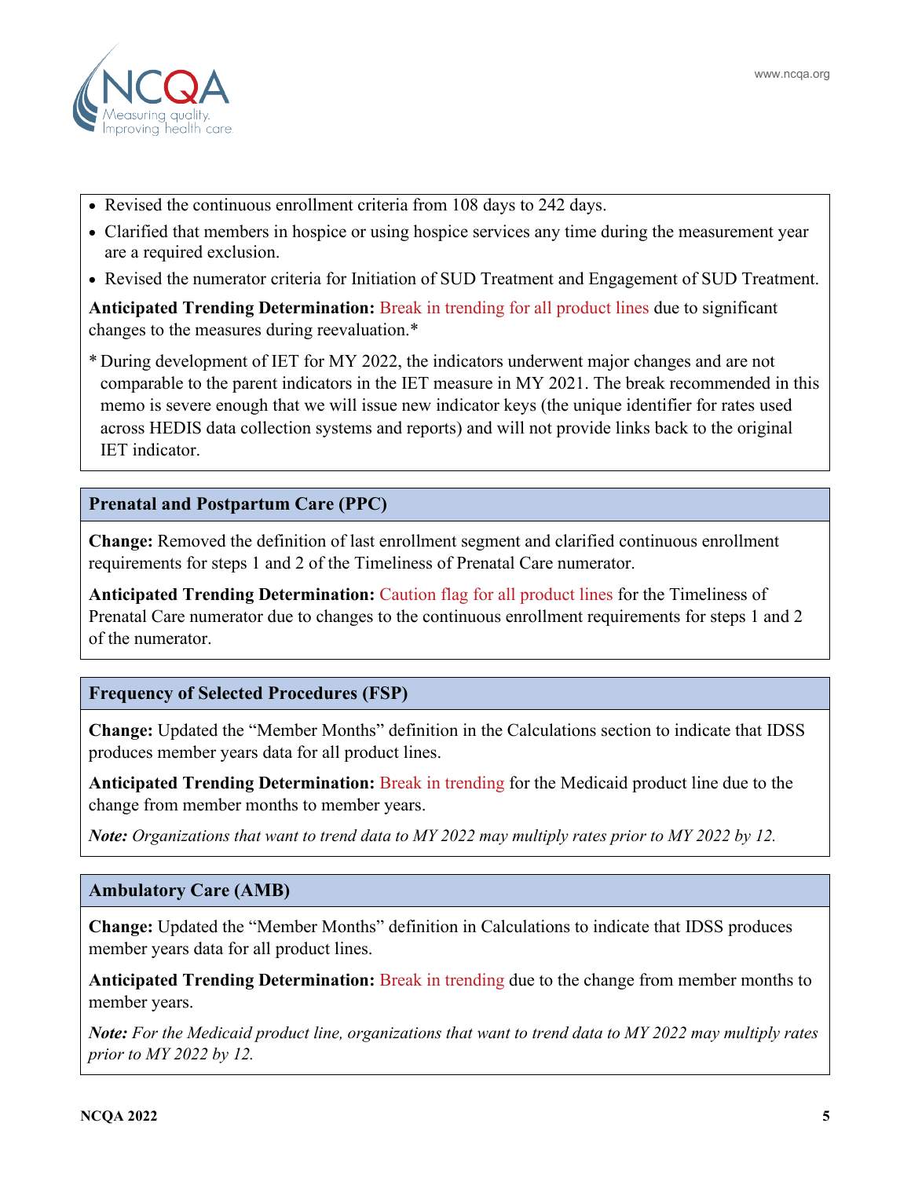- Revised the continuous enrollment criteria from 108 days to 242 days.
- Clarified that members in hospice or using hospice services any time during the measurement year are a required exclusion.
- Revised the numerator criteria for Initiation of SUD Treatment and Engagement of SUD Treatment.

**Anticipated Trending Determination:** Break in trending for all product lines due to significant changes to the measures during reevaluation.*

* During development of IET for MY 2022, the indicators underwent major changes and are not comparable to the parent indicators in the IET measure in MY 2021. The break recommended in this memo is severe enough that we will issue new indicator keys (the unique identifier for rates used across HEDIS data collection systems and reports) and will not provide links back to the original IET indicator.

### Prenatal and Postpartum Care (PPC)

**Change:** Removed the definition of last enrollment segment and clarified continuous enrollment requirements for steps 1 and 2 of the Timeliness of Prenatal Care numerator.

**Anticipated Trending Determination:** Caution flag for all product lines for the Timeliness of Prenatal Care numerator due to changes to the continuous enrollment requirements for steps 1 and 2 of the numerator.

### Frequency of Selected Procedures (FSP)

**Change:** Updated the "Member Months" definition in the Calculations section to indicate that IDSS produces member years data for all product lines.

**Anticipated Trending Determination:** Break in trending for the Medicaid product line due to the change from member months to member years.

***Note:** Organizations that want to trend data to MY 2022 may multiply rates prior to MY 2022 by 12.*

### Ambulatory Care (AMB)

**Change:** Updated the "Member Months" definition in Calculations to indicate that IDSS produces member years data for all product lines.

**Anticipated Trending Determination:** Break in trending due to the change from member months to member years.

***Note:** For the Medicaid product line, organizations that want to trend data to MY 2022 may multiply rates prior to MY 2022 by 12.*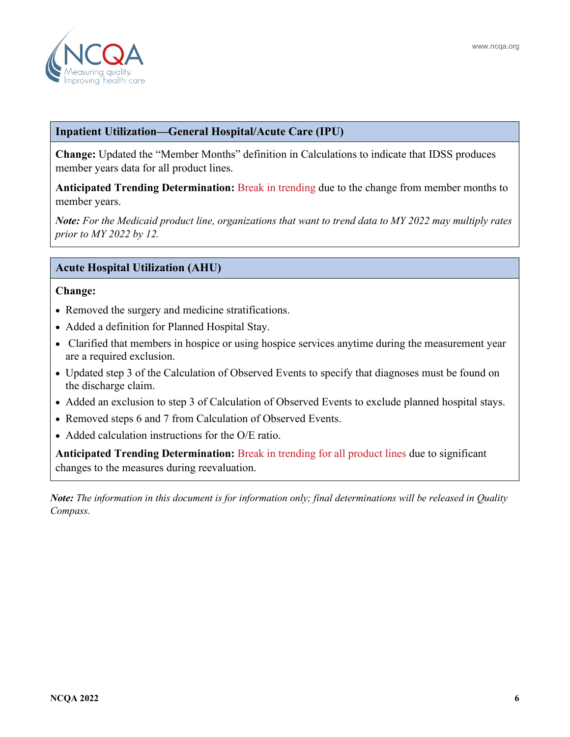### Inpatient Utilization—General Hospital/Acute Care (IPU)

**Change:** Updated the "Member Months" definition in Calculations to indicate that IDSS produces member years data for all product lines.

**Anticipated Trending Determination:** Break in trending due to the change from member months to member years.

***Note:** For the Medicaid product line, organizations that want to trend data to MY 2022 may multiply rates prior to MY 2022 by 12.*

### Acute Hospital Utilization (AHU)

**Change:**

- Removed the surgery and medicine stratifications.
- Added a definition for Planned Hospital Stay.
- Clarified that members in hospice or using hospice services anytime during the measurement year are a required exclusion.
- Updated step 3 of the Calculation of Observed Events to specify that diagnoses must be found on the discharge claim.
- Added an exclusion to step 3 of Calculation of Observed Events to exclude planned hospital stays.
- Removed steps 6 and 7 from Calculation of Observed Events.
- Added calculation instructions for the O/E ratio.

**Anticipated Trending Determination:** Break in trending for all product lines due to significant changes to the measures during reevaluation.

***Note:** The information in this document is for information only; final determinations will be released in Quality Compass.*